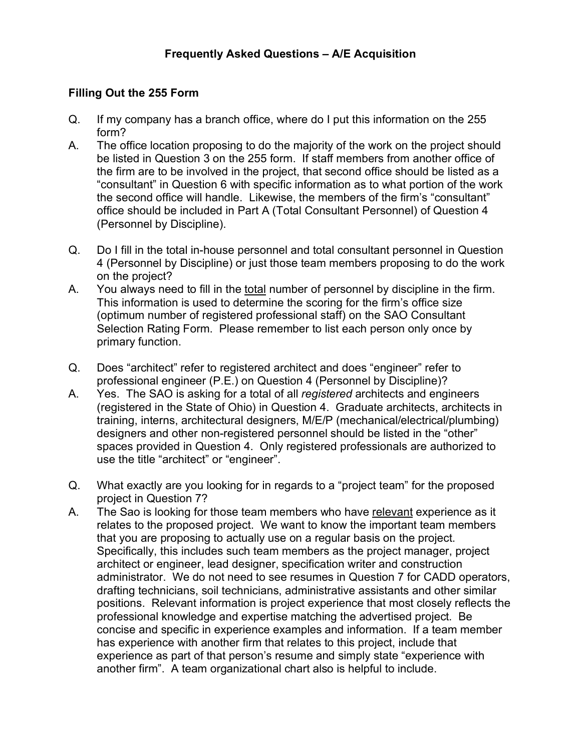# Frequently Asked Questions – A/E Acquisition

## Filling Out the 255 Form

Q. If my company has a branch office, where do I put this information on the 255 form?

A. The office location proposing to do the majority of the work on the project should be listed in Question 3 on the 255 form. If staff members from another office of the firm are to be involved in the project, that second office should be listed as a "consultant" in Question 6 with specific information as to what portion of the work the second office will handle. Likewise, the members of the firm's "consultant" office should be included in Part A (Total Consultant Personnel) of Question 4 (Personnel by Discipline).

Q. Do I fill in the total in-house personnel and total consultant personnel in Question 4 (Personnel by Discipline) or just those team members proposing to do the work on the project?

A. You always need to fill in the <u>total</u> number of personnel by discipline in the firm. This information is used to determine the scoring for the firm's office size (optimum number of registered professional staff) on the SAO Consultant Selection Rating Form. Please remember to list each person only once by primary function.

Q. Does "architect" refer to registered architect and does "engineer" refer to professional engineer (P.E.) on Question 4 (Personnel by Discipline)?

A. Yes. The SAO is asking for a total of all *registered* architects and engineers (registered in the State of Ohio) in Question 4. Graduate architects, architects in training, interns, architectural designers, M/E/P (mechanical/electrical/plumbing) designers and other non-registered personnel should be listed in the "other" spaces provided in Question 4. Only registered professionals are authorized to use the title "architect" or "engineer".

Q. What exactly are you looking for in regards to a "project team" for the proposed project in Question 7?

A. The Sao is looking for those team members who have <u>relevant</u> experience as it relates to the proposed project. We want to know the important team members that you are proposing to actually use on a regular basis on the project. Specifically, this includes such team members as the project manager, project architect or engineer, lead designer, specification writer and construction administrator. We do not need to see resumes in Question 7 for CADD operators, drafting technicians, soil technicians, administrative assistants and other similar positions. Relevant information is project experience that most closely reflects the professional knowledge and expertise matching the advertised project. Be concise and specific in experience examples and information. If a team member has experience with another firm that relates to this project, include that experience as part of that person's resume and simply state "experience with another firm". A team organizational chart also is helpful to include.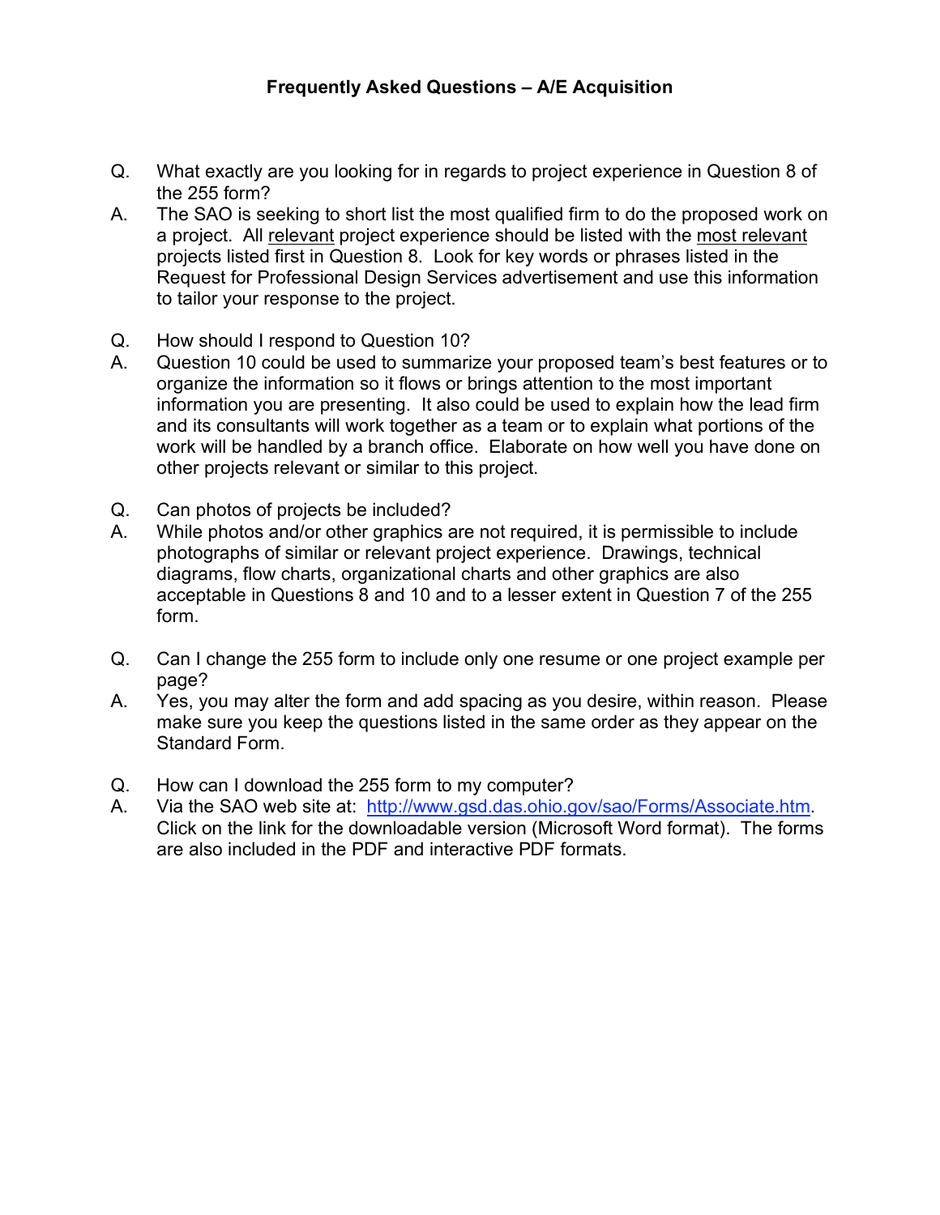# Frequently Asked Questions – A/E Acquisition

Q. What exactly are you looking for in regards to project experience in Question 8 of the 255 form?

A. The SAO is seeking to short list the most qualified firm to do the proposed work on a project. All <u>relevant</u> project experience should be listed with the <u>most relevant</u> projects listed first in Question 8. Look for key words or phrases listed in the Request for Professional Design Services advertisement and use this information to tailor your response to the project.

Q. How should I respond to Question 10?

A. Question 10 could be used to summarize your proposed team's best features or to organize the information so it flows or brings attention to the most important information you are presenting. It also could be used to explain how the lead firm and its consultants will work together as a team or to explain what portions of the work will be handled by a branch office. Elaborate on how well you have done on other projects relevant or similar to this project.

Q. Can photos of projects be included?

A. While photos and/or other graphics are not required, it is permissible to include photographs of similar or relevant project experience. Drawings, technical diagrams, flow charts, organizational charts and other graphics are also acceptable in Questions 8 and 10 and to a lesser extent in Question 7 of the 255 form.

Q. Can I change the 255 form to include only one resume or one project example per page?

A. Yes, you may alter the form and add spacing as you desire, within reason. Please make sure you keep the questions listed in the same order as they appear on the Standard Form.

Q. How can I download the 255 form to my computer?

A. Via the SAO web site at: [http://www.gsd.das.ohio.gov/sao/Forms/Associate.htm](http://www.gsd.das.ohio.gov/sao/Forms/Associate.htm). Click on the link for the downloadable version (Microsoft Word format). The forms are also included in the PDF and interactive PDF formats.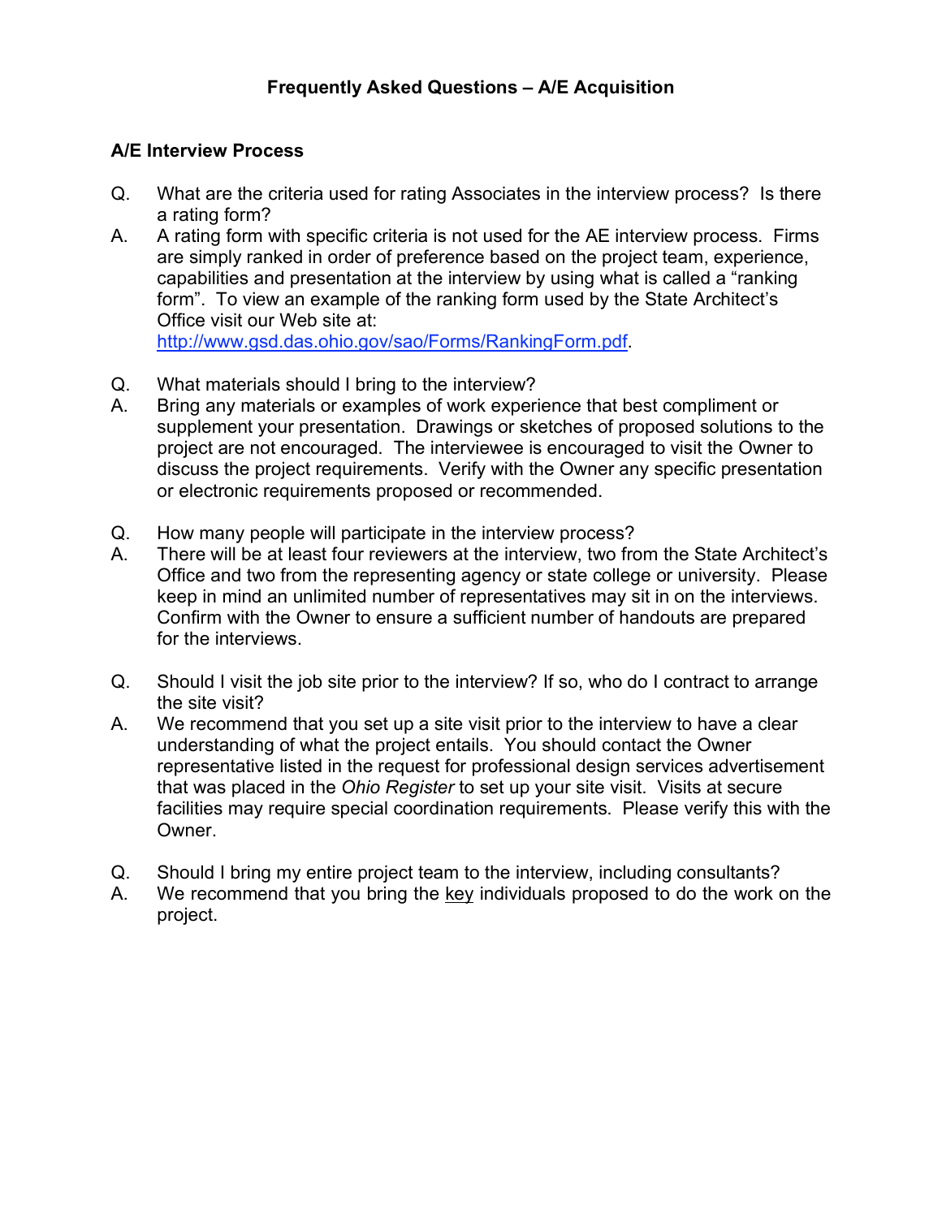## Frequently Asked Questions – A/E Acquisition

### A/E Interview Process

Q. What are the criteria used for rating Associates in the interview process? Is there a rating form?

A. A rating form with specific criteria is not used for the AE interview process. Firms are simply ranked in order of preference based on the project team, experience, capabilities and presentation at the interview by using what is called a "ranking form". To view an example of the ranking form used by the State Architect's Office visit our Web site at: [http://www.gsd.das.ohio.gov/sao/Forms/RankingForm.pdf](http://www.gsd.das.ohio.gov/sao/Forms/RankingForm.pdf).

Q. What materials should I bring to the interview?

A. Bring any materials or examples of work experience that best compliment or supplement your presentation. Drawings or sketches of proposed solutions to the project are not encouraged. The interviewee is encouraged to visit the Owner to discuss the project requirements. Verify with the Owner any specific presentation or electronic requirements proposed or recommended.

Q. How many people will participate in the interview process?

A. There will be at least four reviewers at the interview, two from the State Architect's Office and two from the representing agency or state college or university. Please keep in mind an unlimited number of representatives may sit in on the interviews. Confirm with the Owner to ensure a sufficient number of handouts are prepared for the interviews.

Q. Should I visit the job site prior to the interview? If so, who do I contract to arrange the site visit?

A. We recommend that you set up a site visit prior to the interview to have a clear understanding of what the project entails. You should contact the Owner representative listed in the request for professional design services advertisement that was placed in the *Ohio Register* to set up your site visit. Visits at secure facilities may require special coordination requirements. Please verify this with the Owner.

Q. Should I bring my entire project team to the interview, including consultants?

A. We recommend that you bring the <u>key</u> individuals proposed to do the work on the project.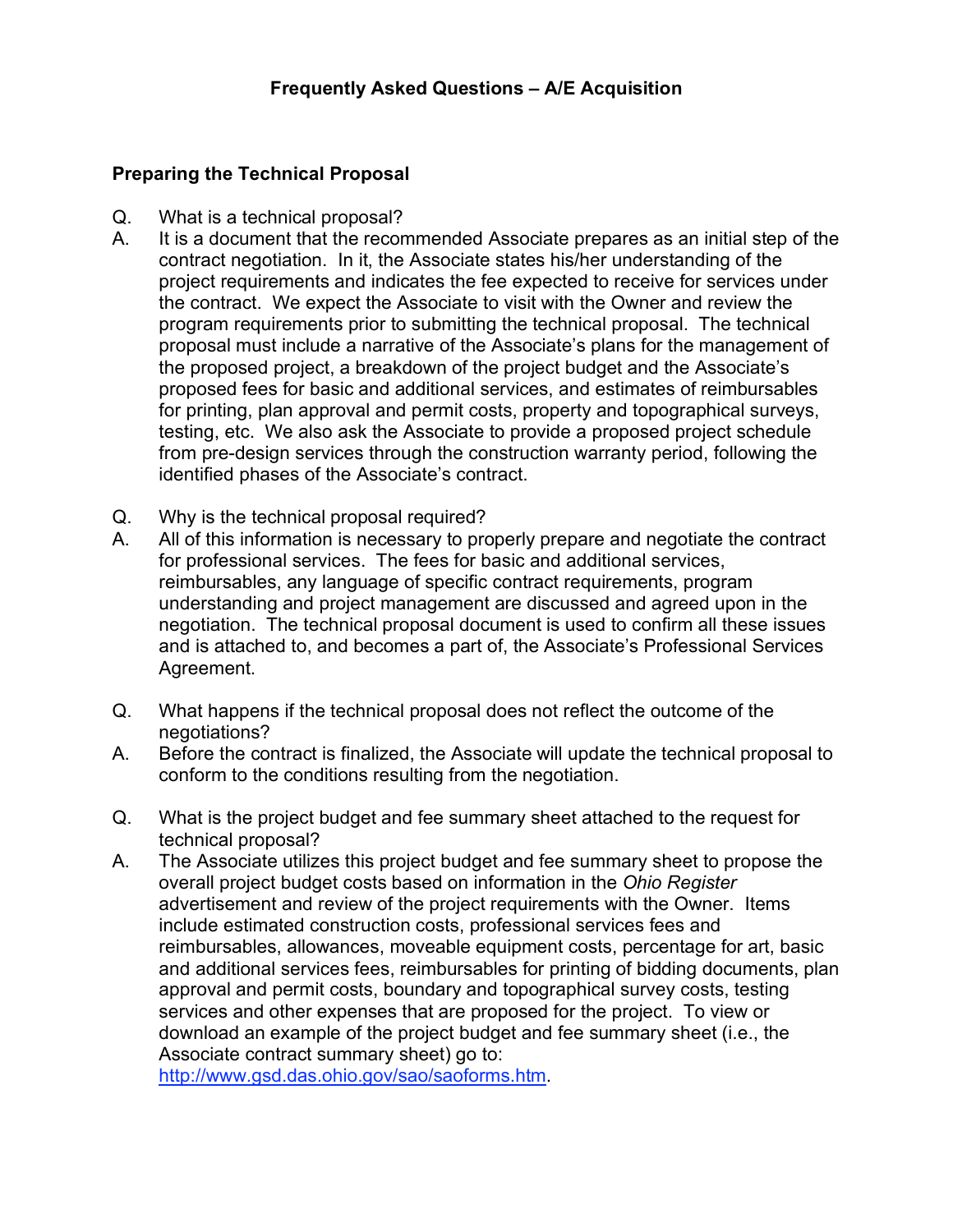# Frequently Asked Questions – A/E Acquisition

## Preparing the Technical Proposal

Q. What is a technical proposal?

A. It is a document that the recommended Associate prepares as an initial step of the contract negotiation. In it, the Associate states his/her understanding of the project requirements and indicates the fee expected to receive for services under the contract. We expect the Associate to visit with the Owner and review the program requirements prior to submitting the technical proposal. The technical proposal must include a narrative of the Associate's plans for the management of the proposed project, a breakdown of the project budget and the Associate's proposed fees for basic and additional services, and estimates of reimbursables for printing, plan approval and permit costs, property and topographical surveys, testing, etc. We also ask the Associate to provide a proposed project schedule from pre-design services through the construction warranty period, following the identified phases of the Associate's contract.

Q. Why is the technical proposal required?

A. All of this information is necessary to properly prepare and negotiate the contract for professional services. The fees for basic and additional services, reimbursables, any language of specific contract requirements, program understanding and project management are discussed and agreed upon in the negotiation. The technical proposal document is used to confirm all these issues and is attached to, and becomes a part of, the Associate's Professional Services Agreement.

Q. What happens if the technical proposal does not reflect the outcome of the negotiations?

A. Before the contract is finalized, the Associate will update the technical proposal to conform to the conditions resulting from the negotiation.

Q. What is the project budget and fee summary sheet attached to the request for technical proposal?

A. The Associate utilizes this project budget and fee summary sheet to propose the overall project budget costs based on information in the *Ohio Register* advertisement and review of the project requirements with the Owner. Items include estimated construction costs, professional services fees and reimbursables, allowances, moveable equipment costs, percentage for art, basic and additional services fees, reimbursables for printing of bidding documents, plan approval and permit costs, boundary and topographical survey costs, testing services and other expenses that are proposed for the project. To view or download an example of the project budget and fee summary sheet (i.e., the Associate contract summary sheet) go to: [http://www.gsd.das.ohio.gov/sao/saoforms.htm](http://www.gsd.das.ohio.gov/sao/saoforms.htm).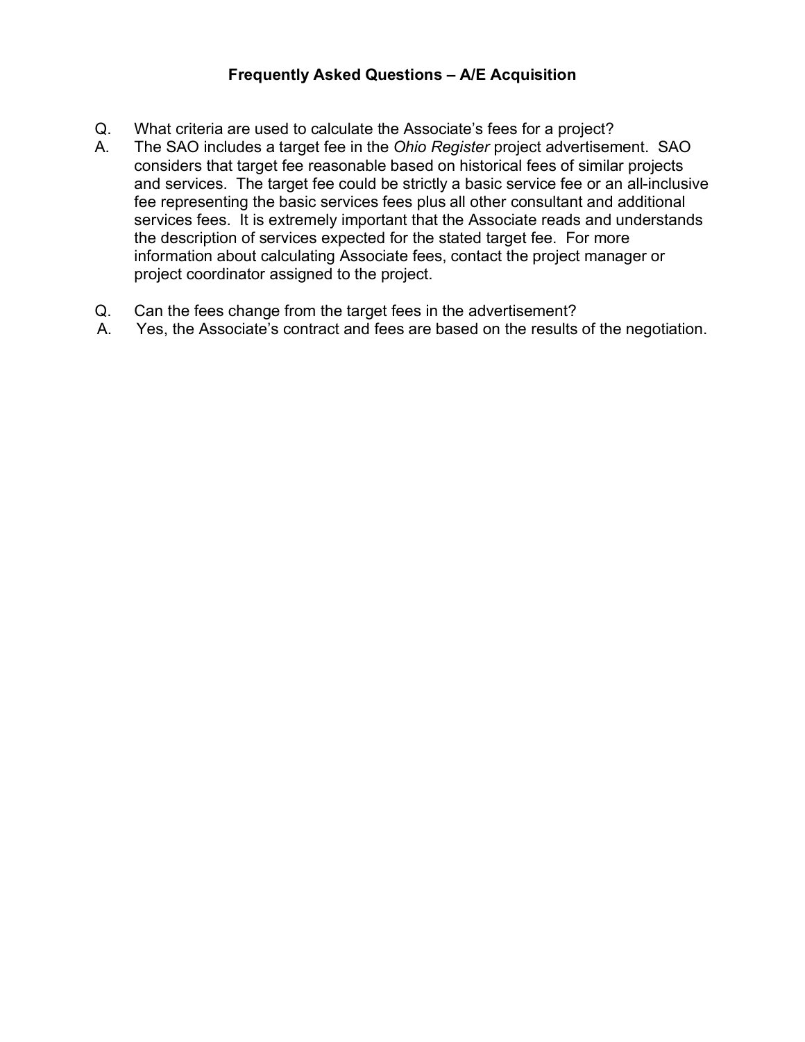**Frequently Asked Questions – A/E Acquisition**

Q. What criteria are used to calculate the Associate's fees for a project?

A. The SAO includes a target fee in the *Ohio Register* project advertisement. SAO considers that target fee reasonable based on historical fees of similar projects and services. The target fee could be strictly a basic service fee or an all-inclusive fee representing the basic services fees plus all other consultant and additional services fees. It is extremely important that the Associate reads and understands the description of services expected for the stated target fee. For more information about calculating Associate fees, contact the project manager or project coordinator assigned to the project.

Q. Can the fees change from the target fees in the advertisement?

A. Yes, the Associate's contract and fees are based on the results of the negotiation.